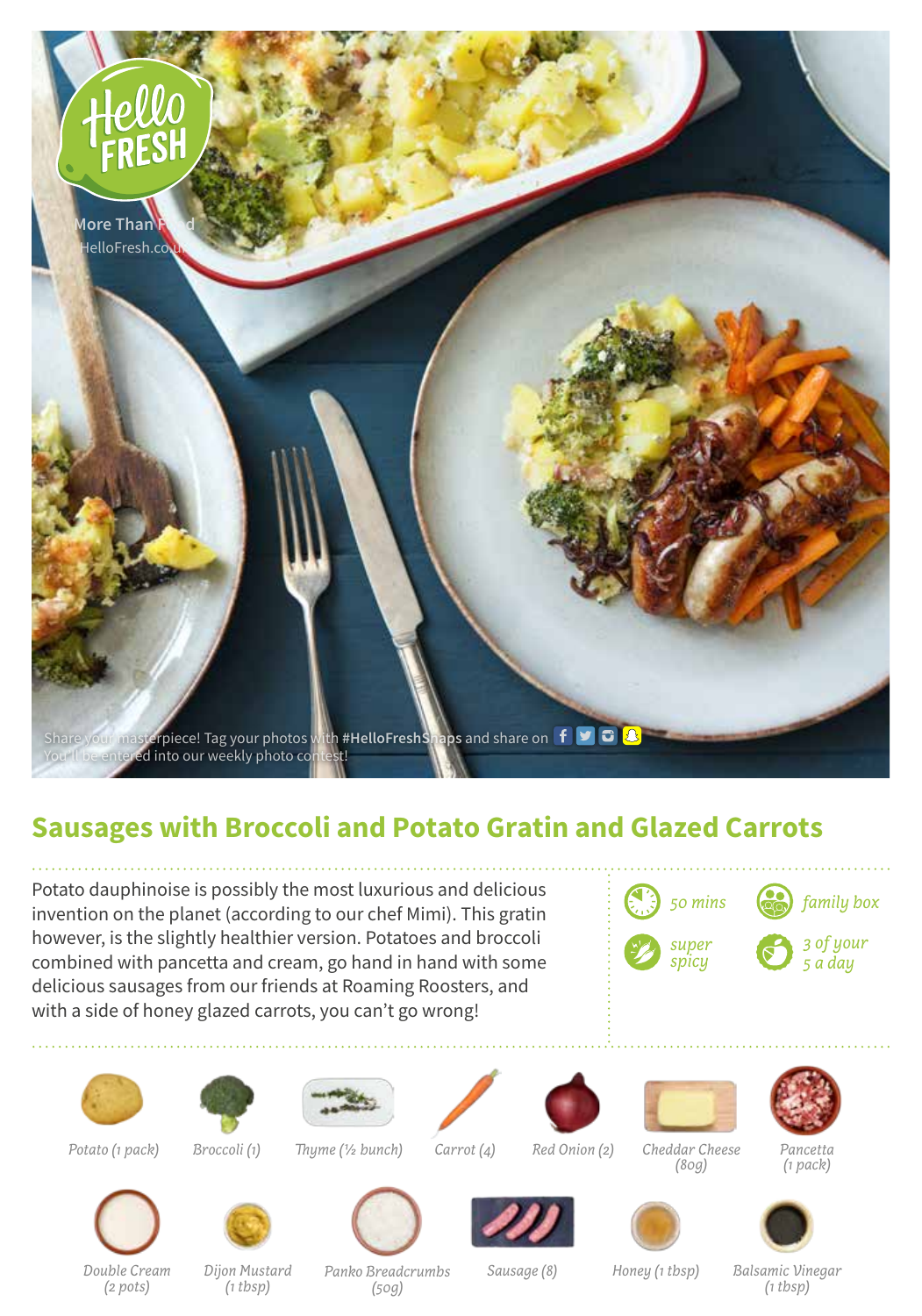More Than Food
HelloFresh.co.uk

Share your masterpiece! Tag your photos with #HelloFreshSnaps and share on
You'll be entered into our weekly photo contest!

# Sausages with Broccoli and Potato Gratin and Glazed Carrots

Potato dauphinoise is possibly the most luxurious and delicious invention on the planet (according to our chef Mimi). This gratin however, is the slightly healthier version. Potatoes and broccoli combined with pancetta and cream, go hand in hand with some delicious sausages from our friends at Roaming Roosters, and with a side of honey glazed carrots, you can't go wrong!

*50 mins*
*family box*
*super spicy*
*3 of your 5 a day*

*Potato (1 pack)*
*Broccoli (1)*
*Thyme (½ bunch)*
*Carrot (4)*
*Red Onion (2)*
*Cheddar Cheese (80g)*
*Pancetta (1 pack)*
*Double Cream (2 pots)*
*Dijon Mustard (1 tbsp)*
*Panko Breadcrumbs (50g)*
*Sausage (8)*
*Honey (1 tbsp)*
*Balsamic Vinegar (1 tbsp)*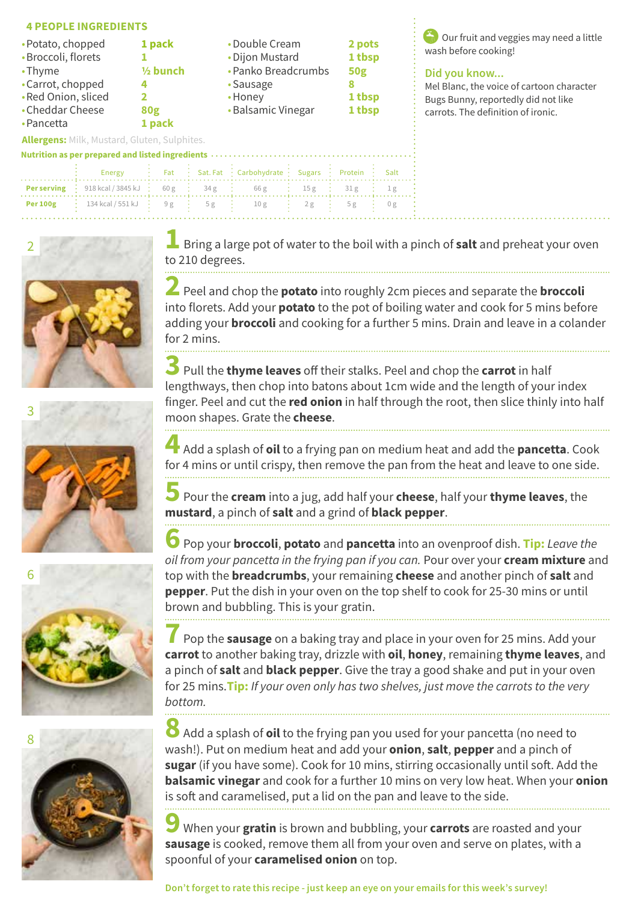## 4 PEOPLE INGREDIENTS

| | | | |
|---|---|---|---|
| • Potato, chopped | **1 pack** | • Double Cream | **2 pots** |
| • Broccoli, florets | **1** | • Dijon Mustard | **1 tbsp** |
| • Thyme | **½ bunch** | • Panko Breadcrumbs | **50g** |
| • Carrot, chopped | **4** | • Sausage | **8** |
| • Red Onion, sliced | **2** | • Honey | **1 tbsp** |
| • Cheddar Cheese | **80g** | • Balsamic Vinegar | **1 tbsp** |
| • Pancetta | **1 pack** | | |

**Allergens:** Milk, Mustard, Gluten, Sulphites.

**Nutrition as per prepared and listed ingredients**

| | Energy | Fat | Sat. Fat | Carbohydrate | Sugars | Protein | Salt |
|---|---|---|---|---|---|---|---|
| **Per serving** | 918 kcal / 3845 kJ | 60 g | 34 g | 66 g | 15 g | 31 g | 1 g |
| **Per 100g** | 134 kcal / 551 kJ | 9 g | 5 g | 10 g | 2 g | 5 g | 0 g |

Our fruit and veggies may need a little wash before cooking!

**Did you know...**

Mel Blanc, the voice of cartoon character Bugs Bunny, reportedly did not like carrots. The definition of ironic.

2

3

6

8

**1** Bring a large pot of water to the boil with a pinch of **salt** and preheat your oven to 210 degrees.

**2** Peel and chop the **potato** into roughly 2cm pieces and separate the **broccoli** into florets. Add your **potato** to the pot of boiling water and cook for 5 mins before adding your **broccoli** and cooking for a further 5 mins. Drain and leave in a colander for 2 mins.

**3** Pull the **thyme leaves** off their stalks. Peel and chop the **carrot** in half lengthways, then chop into batons about 1cm wide and the length of your index finger. Peel and cut the **red onion** in half through the root, then slice thinly into half moon shapes. Grate the **cheese**.

**4** Add a splash of **oil** to a frying pan on medium heat and add the **pancetta**. Cook for 4 mins or until crispy, then remove the pan from the heat and leave to one side.

**5** Pour the **cream** into a jug, add half your **cheese**, half your **thyme leaves**, the **mustard**, a pinch of **salt** and a grind of **black pepper**.

**6** Pop your **broccoli**, **potato** and **pancetta** into an ovenproof dish. **Tip:** *Leave the oil from your pancetta in the frying pan if you can.* Pour over your **cream mixture** and top with the **breadcrumbs**, your remaining **cheese** and another pinch of **salt** and **pepper**. Put the dish in your oven on the top shelf to cook for 25-30 mins or until brown and bubbling. This is your gratin.

**7** Pop the **sausage** on a baking tray and place in your oven for 25 mins. Add your **carrot** to another baking tray, drizzle with **oil**, **honey**, remaining **thyme leaves**, and a pinch of **salt** and **black pepper**. Give the tray a good shake and put in your oven for 25 mins. **Tip:** *If your oven only has two shelves, just move the carrots to the very bottom.*

**8** Add a splash of **oil** to the frying pan you used for your pancetta (no need to wash!). Put on medium heat and add your **onion**, **salt**, **pepper** and a pinch of **sugar** (if you have some). Cook for 10 mins, stirring occasionally until soft. Add the **balsamic vinegar** and cook for a further 10 mins on very low heat. When your **onion** is soft and caramelised, put a lid on the pan and leave to the side.

**9** When your **gratin** is brown and bubbling, your **carrots** are roasted and your **sausage** is cooked, remove them all from your oven and serve on plates, with a spoonful of your **caramelised onion** on top.

**Don't forget to rate this recipe - just keep an eye on your emails for this week's survey!**